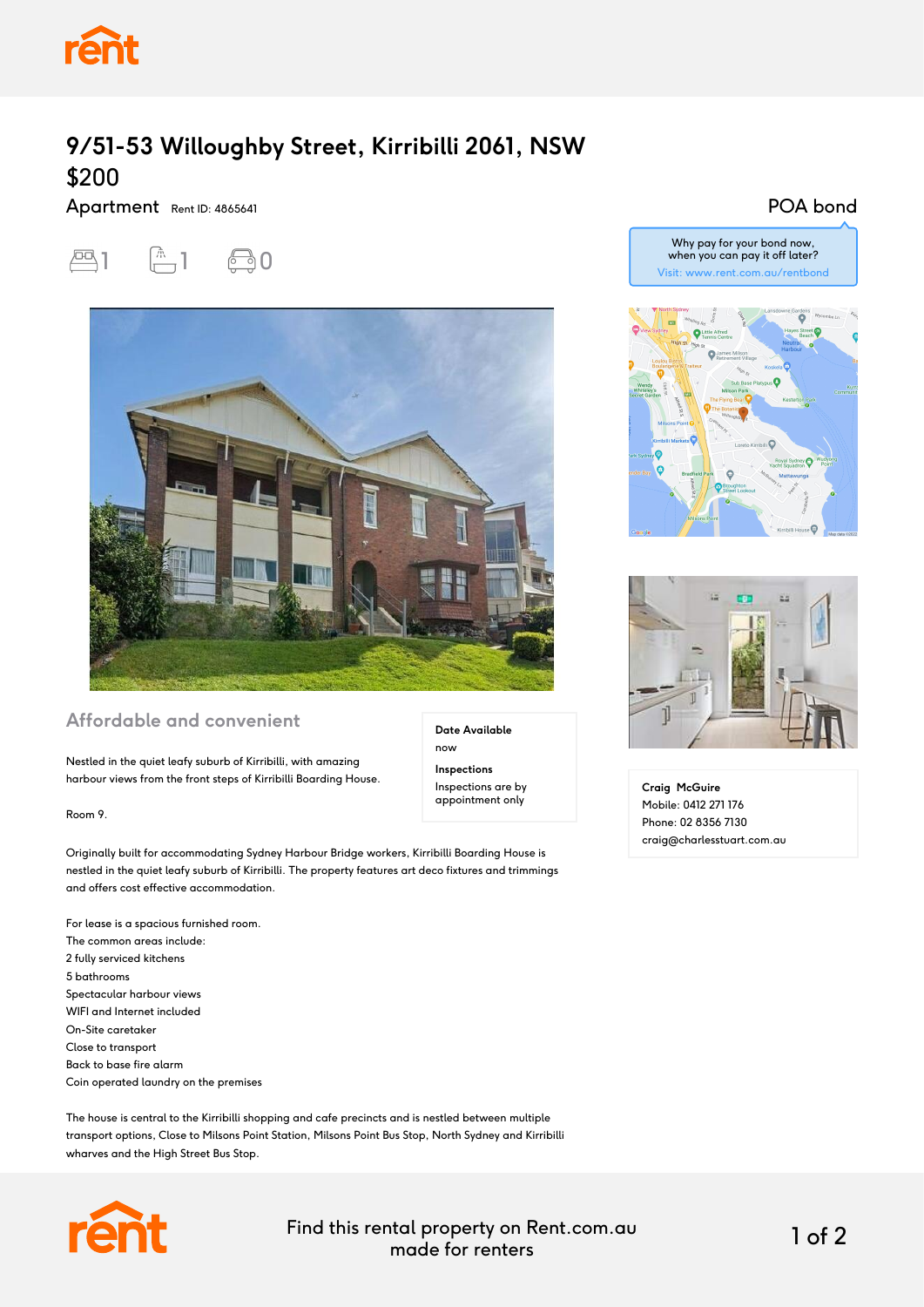# 9/51-53 Willoughby Street, Kirribilli 2061, NSW

## $200

Apartment Rent ID: 4865641

1 bed 1 bath 0 car

POA bond

Why pay for your bond now, when you can pay it off later?
Visit: www.rent.com.au/rentbond

## Affordable and convenient

**Date Available**
now

**Inspections**
Inspections are by appointment only

Nestled in the quiet leafy suburb of Kirribilli, with amazing harbour views from the front steps of Kirribilli Boarding House.

Room 9.

Originally built for accommodating Sydney Harbour Bridge workers, Kirribilli Boarding House is nestled in the quiet leafy suburb of Kirribilli. The property features art deco fixtures and trimmings and offers cost effective accommodation.

For lease is a spacious furnished room.
The common areas include:
2 fully serviced kitchens
5 bathrooms
Spectacular harbour views
WIFI and Internet included
On-Site caretaker
Close to transport
Back to base fire alarm
Coin operated laundry on the premises

The house is central to the Kirribilli shopping and cafe precincts and is nestled between multiple transport options, Close to Milsons Point Station, Milsons Point Bus Stop, North Sydney and Kirribilli wharves and the High Street Bus Stop.

**Craig McGuire**
Mobile: 0412 271 176
Phone: 02 8356 7130
craig@charlesstuart.com.au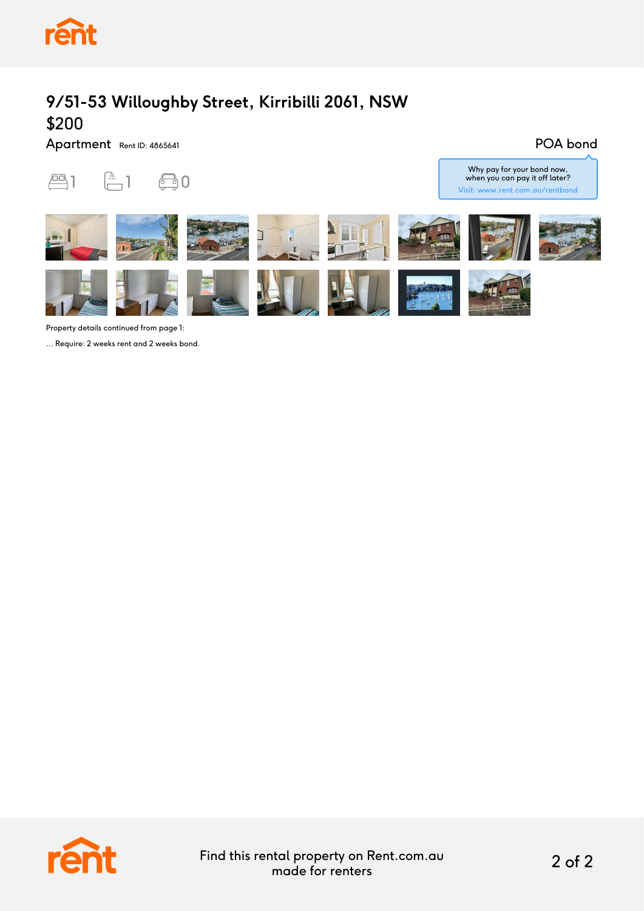# 9/51-53 Willoughby Street, Kirribilli 2061, NSW

## $200

Apartment Rent ID: 4865641

POA bond

Why pay for your bond now, when you can pay it off later?
Visit: www.rent.com.au/rentbond

1 1 0

Property details continued from page 1:

... Require: 2 weeks rent and 2 weeks bond.

Find this rental property on Rent.com.au made for renters